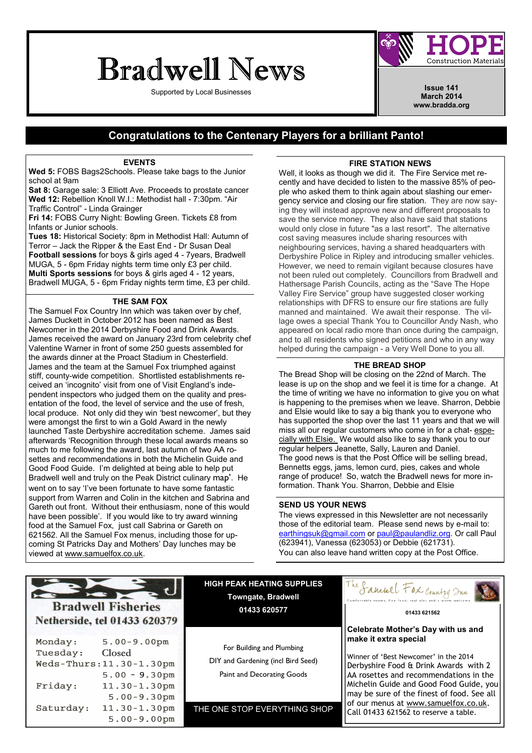# Bradwell News

Supported by Local Businesses

HOPE Construction Materials

**Issue 141**
**March 2014**
**www.bradda.org**

## Congratulations to the Centenary Players for a brilliant Panto!

### EVENTS

**Wed 5:** FOBS Bags2Schools. Please take bags to the Junior school at 9am

**Sat 8:** Garage sale: 3 Elliott Ave. Proceeds to prostate cancer

**Wed 12:** Rebellion Knoll W.I.: Methodist hall - 7:30pm. "Air Traffic Control" - Linda Grainger

**Fri 14:** FOBS Curry Night: Bowling Green. Tickets £8 from Infants or Junior schools.

**Tues 18:** Historical Society: 8pm in Methodist Hall: Autumn of Terror – Jack the Ripper & the East End - Dr Susan Deal

**Football sessions** for boys & girls aged 4 - 7years, Bradwell MUGA, 5 - 6pm Friday nights term time only £3 per child.

**Multi Sports sessions** for boys & girls aged 4 - 12 years, Bradwell MUGA, 5 - 6pm Friday nights term time, £3 per child.

### THE SAM FOX

The Samuel Fox Country Inn which was taken over by chef, James Duckett in October 2012 has been named as Best Newcomer in the 2014 Derbyshire Food and Drink Awards. James received the award on January 23rd from celebrity chef Valentine Warner in front of some 250 guests assembled for the awards dinner at the Proact Stadium in Chesterfield. James and the team at the Samuel Fox triumphed against stiff, county-wide competition. Shortlisted establishments received an 'incognito' visit from one of Visit England's independent inspectors who judged them on the quality and presentation of the food, the level of service and the use of fresh, local produce. Not only did they win 'best newcomer', but they were amongst the first to win a Gold Award in the newly launched Taste Derbyshire accreditation scheme. James said afterwards 'Recognition through these local awards means so much to me following the award, last autumn of two AA rosettes and recommendations in both the Michelin Guide and Good Food Guide. I'm delighted at being able to help put Bradwell well and truly on the Peak District culinary map'. He went on to say 'I've been fortunate to have some fantastic support from Warren and Colin in the kitchen and Sabrina and Gareth out front. Without their enthusiasm, none of this would have been possible'. If you would like to try award winning food at the Samuel Fox, just call Sabrina or Gareth on 621562. All the Samuel Fox menus, including those for upcoming St Patricks Day and Mothers' Day lunches may be viewed at www.samuelfox.co.uk.

### FIRE STATION NEWS

Well, it looks as though we did it. The Fire Service met recently and have decided to listen to the massive 85% of people who asked them to think again about slashing our emergency service and closing our fire station. They are now saying they will instead approve new and different proposals to save the service money. They also have said that stations would only close in future "as a last resort". The alternative cost saving measures include sharing resources with neighbouring services, having a shared headquarters with Derbyshire Police in Ripley and introducing smaller vehicles. However, we need to remain vigilant because closures have not been ruled out completely. Councillors from Bradwell and Hathersage Parish Councils, acting as the "Save The Hope Valley Fire Service" group have suggested closer working relationships with DFRS to ensure our fire stations are fully manned and maintained. We await their response. The village owes a special Thank You to Councillor Andy Nash, who appeared on local radio more than once during the campaign, and to all residents who signed petitions and who in any way helped during the campaign - a Very Well Done to you all.

### THE BREAD SHOP

The Bread Shop will be closing on the 22nd of March. The lease is up on the shop and we feel it is time for a change. At the time of writing we have no information to give you on what is happening to the premises when we leave. Sharron, Debbie and Elsie would like to say a big thank you to everyone who has supported the shop over the last 11 years and that we will miss all our regular customers who come in for a chat- especially with Elsie. We would also like to say thank you to our regular helpers Jeanette, Sally, Lauren and Daniel.

The good news is that the Post Office will be selling bread, Bennetts eggs, jams, lemon curd, pies, cakes and whole range of produce! So, watch the Bradwell news for more information. Thank You. Sharron, Debbie and Elsie

### SEND US YOUR NEWS

The views expressed in this Newsletter are not necessarily those of the editorial team. Please send news by e-mail to: earthingsuk@gmail.com or paul@paulandliz.org. Or call Paul (623941), Vanessa (623053) or Debbie (621731).

You can also leave hand written copy at the Post Office.

---

**Bradwell Fisheries**
**Netherside, tel 01433 620379**

| | |
|---|---|
| Monday: | 5.00-9.00pm |
| Tuesday: | Closed |
| Weds-Thurs: | 11.30-1.30pm |
| | 5.00 - 9.30pm |
| Friday: | 11.30-1.30pm |
| | 5.00-9.30pm |
| Saturday: | 11.30-1.30pm |
| | 5.00-9.00pm |

---

**HIGH PEAK HEATING SUPPLIES**
**Towngate, Bradwell**
**01433 620577**

For Building and Plumbing
DIY and Gardening (incl Bird Seed)
Paint and Decorating Goods

THE ONE STOP EVERYTHING SHOP

---

The Samuel Fox Country Inn
Comfortable rooms, fine food, real ales and a warm welcome

**01433 621562**

**Celebrate Mother's Day with us and make it extra special**

Winner of 'Best Newcomer' in the 2014 Derbyshire Food & Drink Awards with 2 AA rosettes and recommendations in the Michelin Guide and Good Food Guide, you may be sure of the finest of food. See all of our menus at www.samuelfox.co.uk. Call 01433 621562 to reserve a table.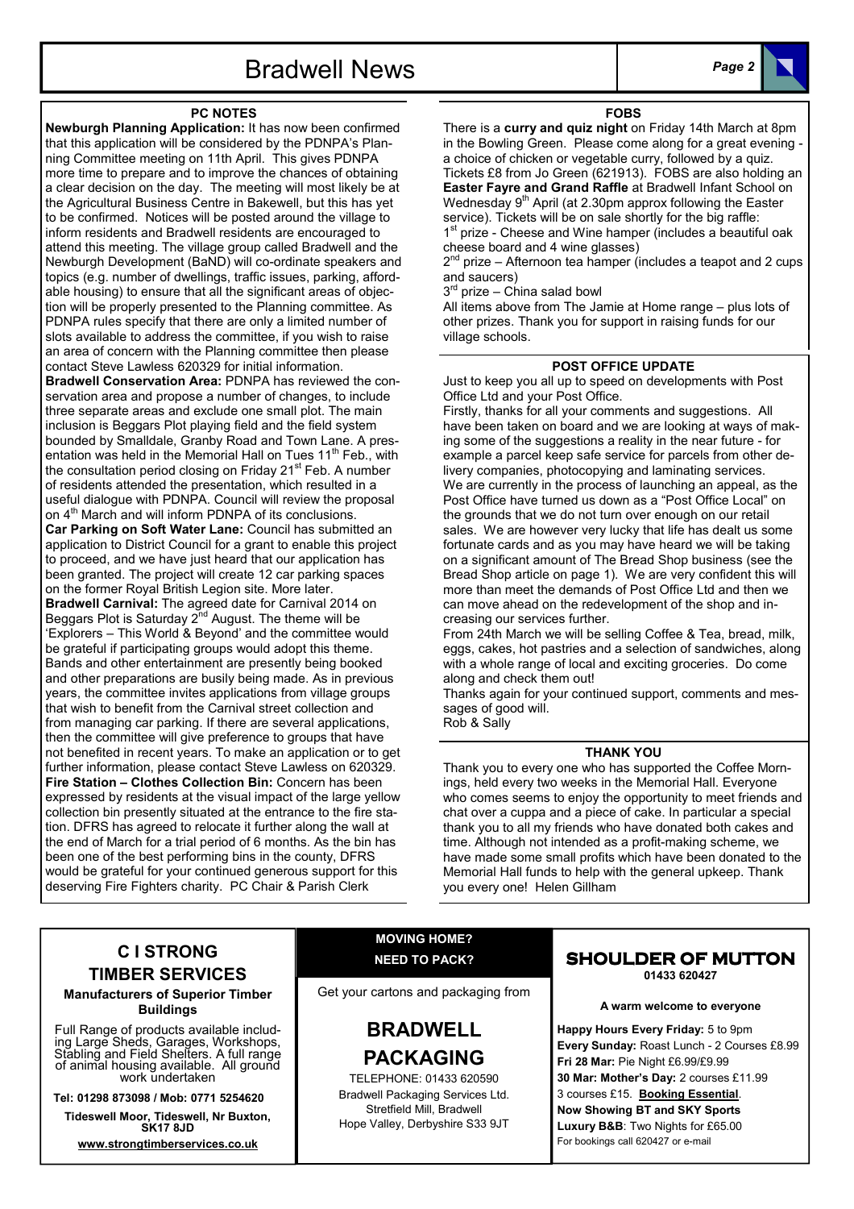## PC NOTES

**Newburgh Planning Application:** It has now been confirmed that this application will be considered by the PDNPA's Planning Committee meeting on 11th April. This gives PDNPA more time to prepare and to improve the chances of obtaining a clear decision on the day. The meeting will most likely be at the Agricultural Business Centre in Bakewell, but this has yet to be confirmed. Notices will be posted around the village to inform residents and Bradwell residents are encouraged to attend this meeting. The village group called Bradwell and the Newburgh Development (BaND) will co-ordinate speakers and topics (e.g. number of dwellings, traffic issues, parking, affordable housing) to ensure that all the significant areas of objection will be properly presented to the Planning committee. As PDNPA rules specify that there are only a limited number of slots available to address the committee, if you wish to raise an area of concern with the Planning committee then please contact Steve Lawless 620329 for initial information.

**Bradwell Conservation Area:** PDNPA has reviewed the conservation area and propose a number of changes, to include three separate areas and exclude one small plot. The main inclusion is Beggars Plot playing field and the field system bounded by Smalldale, Granby Road and Town Lane. A presentation was held in the Memorial Hall on Tues 11th Feb., with the consultation period closing on Friday 21st Feb. A number of residents attended the presentation, which resulted in a useful dialogue with PDNPA. Council will review the proposal on 4th March and will inform PDNPA of its conclusions.

**Car Parking on Soft Water Lane:** Council has submitted an application to District Council for a grant to enable this project to proceed, and we have just heard that our application has been granted. The project will create 12 car parking spaces on the former Royal British Legion site. More later.

**Bradwell Carnival:** The agreed date for Carnival 2014 on Beggars Plot is Saturday 2nd August. The theme will be 'Explorers – This World & Beyond' and the committee would be grateful if participating groups would adopt this theme. Bands and other entertainment are presently being booked and other preparations are busily being made. As in previous years, the committee invites applications from village groups that wish to benefit from the Carnival street collection and from managing car parking. If there are several applications, then the committee will give preference to groups that have not benefited in recent years. To make an application or to get further information, please contact Steve Lawless on 620329.

**Fire Station – Clothes Collection Bin:** Concern has been expressed by residents at the visual impact of the large yellow collection bin presently situated at the entrance to the fire station. DFRS has agreed to relocate it further along the wall at the end of March for a trial period of 6 months. As the bin has been one of the best performing bins in the county, DFRS would be grateful for your continued generous support for this deserving Fire Fighters charity. PC Chair & Parish Clerk

## FOBS

There is a **curry and quiz night** on Friday 14th March at 8pm in the Bowling Green. Please come along for a great evening - a choice of chicken or vegetable curry, followed by a quiz. Tickets £8 from Jo Green (621913). FOBS are also holding an **Easter Fayre and Grand Raffle** at Bradwell Infant School on Wednesday 9th April (at 2.30pm approx following the Easter service). Tickets will be on sale shortly for the big raffle:

1st prize - Cheese and Wine hamper (includes a beautiful oak cheese board and 4 wine glasses)

2nd prize – Afternoon tea hamper (includes a teapot and 2 cups and saucers)

3rd prize – China salad bowl

All items above from The Jamie at Home range – plus lots of other prizes. Thank you for support in raising funds for our village schools.

## POST OFFICE UPDATE

Just to keep you all up to speed on developments with Post Office Ltd and your Post Office.

Firstly, thanks for all your comments and suggestions. All have been taken on board and we are looking at ways of making some of the suggestions a reality in the near future - for example a parcel keep safe service for parcels from other delivery companies, photocopying and laminating services.

We are currently in the process of launching an appeal, as the Post Office have turned us down as a "Post Office Local" on the grounds that we do not turn over enough on our retail sales. We are however very lucky that life has dealt us some fortunate cards and as you may have heard we will be taking on a significant amount of The Bread Shop business (see the Bread Shop article on page 1). We are very confident this will more than meet the demands of Post Office Ltd and then we can move ahead on the redevelopment of the shop and increasing our services further.

From 24th March we will be selling Coffee & Tea, bread, milk, eggs, cakes, hot pastries and a selection of sandwiches, along with a whole range of local and exciting groceries. Do come along and check them out!

Thanks again for your continued support, comments and messages of good will.

Rob & Sally

## THANK YOU

Thank you to every one who has supported the Coffee Mornings, held every two weeks in the Memorial Hall. Everyone who comes seems to enjoy the opportunity to meet friends and chat over a cuppa and a piece of cake. In particular a special thank you to all my friends who have donated both cakes and time. Although not intended as a profit-making scheme, we have made some small profits which have been donated to the Memorial Hall funds to help with the general upkeep. Thank you every one! Helen Gillham

---

### C I STRONG TIMBER SERVICES

**Manufacturers of Superior Timber Buildings**

Full Range of products available including Large Sheds, Garages, Workshops, Stabling and Field Shelters. A full range of animal housing available. All ground work undertaken

**Tel: 01298 873098 / Mob: 0771 5254620**

**Tideswell Moor, Tideswell, Nr Buxton, SK17 8JD**

**www.strongtimberservices.co.uk**

---

**MOVING HOME?**

**NEED TO PACK?**

Get your cartons and packaging from

### BRADWELL PACKAGING

TELEPHONE: 01433 620590

Bradwell Packaging Services Ltd.

Stretfield Mill, Bradwell

Hope Valley, Derbyshire S33 9JT

---

### SHOULDER OF MUTTON

**01433 620427**

**A warm welcome to everyone**

**Happy Hours Every Friday:** 5 to 9pm

**Every Sunday:** Roast Lunch - 2 Courses £8.99

**Fri 28 Mar:** Pie Night £6.99/£9.99

**30 Mar: Mother's Day:** 2 courses £11.99

3 courses £15. **Booking Essential**.

**Now Showing BT and SKY Sports**

**Luxury B&B**: Two Nights for £65.00

For bookings call 620427 or e-mail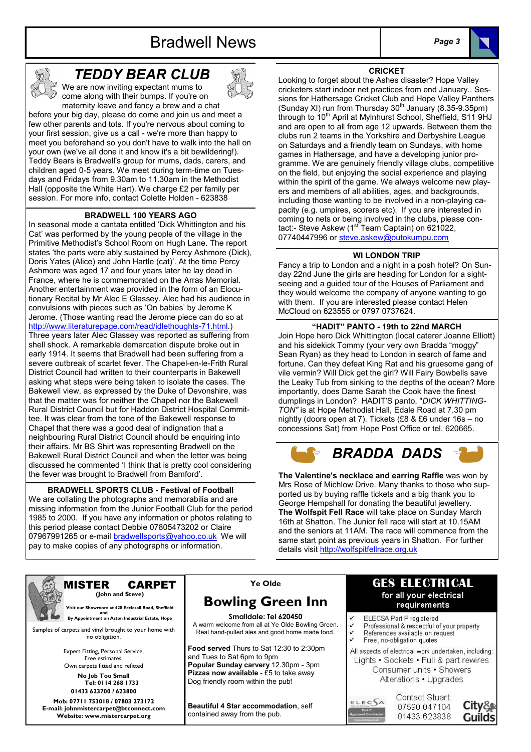## TEDDY BEAR CLUB

We are now inviting expectant mums to come along with their bumps. If you're on maternity leave and fancy a brew and a chat before your big day, please do come and join us and meet a few other parents and tots. If you're nervous about coming to your first session, give us a call - we're more than happy to meet you beforehand so you don't have to walk into the hall on your own (we've all done it and know it's a bit bewildering!). Teddy Bears is Bradwell's group for mums, dads, carers, and children aged 0-5 years. We meet during term-time on Tuesdays and Fridays from 9.30am to 11.30am in the Methodist Hall (opposite the White Hart). We charge £2 per family per session. For more info, contact Colette Holden - 623838

### BRADWELL 100 YEARS AGO

In seasonal mode a cantata entitled 'Dick Whittington and his Cat' was performed by the young people of the village in the Primitive Methodist's School Room on Hugh Lane. The report states 'the parts were ably sustained by Percy Ashmore (Dick), Doris Yates (Alice) and John Hartle (cat)'. At the time Percy Ashmore was aged 17 and four years later he lay dead in France, where he is commemorated on the Arras Memorial. Another entertainment was provided in the form of an Elocutionary Recital by Mr Alec E Glassey. Alec had his audience in convulsions with pieces such as 'On babies' by Jerome K Jerome. (Those wanting read the Jerome piece can do so at http://www.literaturepage.com/read/idlethoughts-71.html.) Three years later Alec Glassey was reported as suffering from shell shock. A remarkable demarcation dispute broke out in early 1914. It seems that Bradwell had been suffering from a severe outbreak of scarlet fever. The Chapel-en-le-Frith Rural District Council had written to their counterparts in Bakewell asking what steps were being taken to isolate the cases. The Bakewell view, as expressed by the Duke of Devonshire, was that the matter was for neither the Chapel nor the Bakewell Rural District Council but for Haddon District Hospital Committee. It was clear from the tone of the Bakewell response to Chapel that there was a good deal of indignation that a neighbouring Rural District Council should be enquiring into their affairs. Mr BS Shirt was representing Bradwell on the Bakewell Rural District Council and when the letter was being discussed he commented 'I think that is pretty cool considering the fever was brought to Bradwell from Bamford'.

### BRADWELL SPORTS CLUB - Festival of Football

We are collating the photographs and memorabilia and are missing information from the Junior Football Club for the period 1985 to 2000. If you have any information or photos relating to this period please contact Debbie 07805473202 or Claire 07967991265 or e-mail bradwellsports@yahoo.co.uk We will pay to make copies of any photographs or information.

### CRICKET

Looking to forget about the Ashes disaster? Hope Valley cricketers start indoor net practices from end January.. Sessions for Hathersage Cricket Club and Hope Valley Panthers (Sunday XI) run from Thursday 30th January (8.35-9.35pm) through to 10th April at Mylnhurst School, Sheffield, S11 9HJ and are open to all from age 12 upwards. Between them the clubs run 2 teams in the Yorkshire and Derbyshire League on Saturdays and a friendly team on Sundays, with home games in Hathersage, and have a developing junior programme. We are genuinely friendly village clubs, competitive on the field, but enjoying the social experience and playing within the spirit of the game. We always welcome new players and members of all abilities, ages, and backgrounds, including those wanting to be involved in a non-playing capacity (e.g. umpires, scorers etc). If you are interested in coming to nets or being involved in the clubs, please contact:- Steve Askew (1st Team Captain) on 621022, 07740447996 or steve.askew@outokumpu.com

### WI LONDON TRIP

Fancy a trip to London and a night in a posh hotel? On Sunday 22nd June the girls are heading for London for a sightseeing and a guided tour of the Houses of Parliament and they would welcome the company of anyone wanting to go with them. If you are interested please contact Helen McCloud on 623555 or 0797 0737624.

### "HADIT" PANTO - 19th to 22nd MARCH

Join Hope hero Dick Whittington (local caterer Joanne Elliott) and his sidekick Tommy (your very own Bradda "moggy" Sean Ryan) as they head to London in search of fame and fortune. Can they defeat King Rat and his gruesome gang of vile vermin? Will Dick get the girl? Will Fairy Bowbells save the Leaky Tub from sinking to the depths of the ocean? More importantly, does Dame Sarah the Cook have the finest dumplings in London? HADIT'S panto, "*DICK WHITTINGTON"* is at Hope Methodist Hall, Edale Road at 7.30 pm nightly (doors open at 7). Tickets (£8 & £6 under 16s – no concessions Sat) from Hope Post Office or tel. 620665.

## BRADDA DADS

**The Valentine's necklace and earring Raffle** was won by Mrs Rose of Michlow Drive. Many thanks to those who supported us by buying raffle tickets and a big thank you to George Hempshall for donating the beautiful jewellery.

**The Wolfspit Fell Race** will take place on Sunday March 16th at Shatton. The Junior fell race will start at 10.15AM and the seniors at 11AM. The race will commence from the same start point as previous years in Shatton. For further details visit http://wolfspitfellrace.org.uk

---

**MISTER CARPET**
**(John and Steve)**

**Visit our Showroom at 428 Ecclesall Road, Sheffield and By Appointment on Aston Industrial Estate, Hope**

Samples of carpets and vinyl brought to your home with no obligation.

Expert Fitting, Personal Service,
Free estimates,
Own carpets fitted and refitted

**No Job Too Small**
**Tel: 0114 268 1733**
**01433 623700 / 623800**

**Mob: 07711 753018 / 07803 273172**
**E-mail: johnmistercarpet@btconnect.com**
**Website: www.mistercarpet.org**

---

**Ye Olde**
**Bowling Green Inn**

**Smalldale: Tel 620450**

A warm welcome from all at Ye Olde Bowling Green. Real hand-pulled ales and good home made food.

**Food served** Thurs to Sat 12:30 to 2:30pm and Tues to Sat 6pm to 9pm
**Popular Sunday carvery** 12.30pm - 3pm
**Pizzas now available** - £5 to take away
Dog friendly room within the pub!

**Beautiful 4 Star accommodation**, self contained away from the pub.

---

**GES ELECTRICAL**
**for all your electrical requirements**

- ✓ ELECSA Part P registered
- ✓ Professional & respectful of your property
- ✓ References available on request
- ✓ Free, no-obligation quotes

All aspects of electrical work undertaken, including:
Lights • Sockets • Full & part rewires
Consumer units • Showers
Alterations • Upgrades

Contact Stuart:
07590 047104
01433 623838

ELECSA Part P Approved Contractor — City & Guilds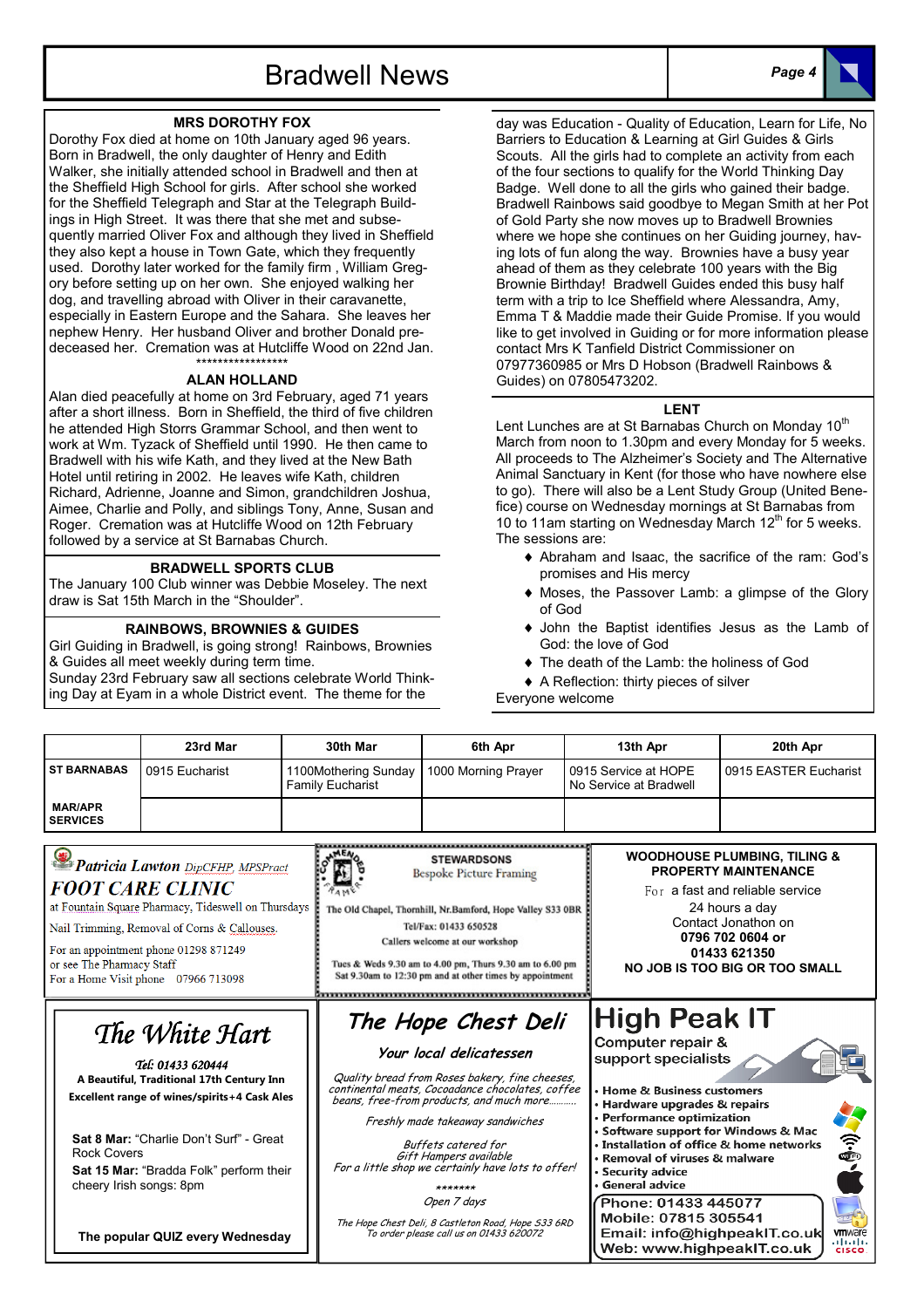### MRS DOROTHY FOX

Dorothy Fox died at home on 10th January aged 96 years. Born in Bradwell, the only daughter of Henry and Edith Walker, she initially attended school in Bradwell and then at the Sheffield High School for girls. After school she worked for the Sheffield Telegraph and Star at the Telegraph Buildings in High Street. It was there that she met and subsequently married Oliver Fox and although they lived in Sheffield they also kept a house in Town Gate, which they frequently used. Dorothy later worked for the family firm , William Gregory before setting up on her own. She enjoyed walking her dog, and travelling abroad with Oliver in their caravanette, especially in Eastern Europe and the Sahara. She leaves her nephew Henry. Her husband Oliver and brother Donald predeceased her. Cremation was at Hutcliffe Wood on 22nd Jan.

\*\*\*\*\*\*\*\*\*\*\*\*\*\*\*\*\*

### ALAN HOLLAND

Alan died peacefully at home on 3rd February, aged 71 years after a short illness. Born in Sheffield, the third of five children he attended High Storrs Grammar School, and then went to work at Wm. Tyzack of Sheffield until 1990. He then came to Bradwell with his wife Kath, and they lived at the New Bath Hotel until retiring in 2002. He leaves wife Kath, children Richard, Adrienne, Joanne and Simon, grandchildren Joshua, Aimee, Charlie and Polly, and siblings Tony, Anne, Susan and Roger. Cremation was at Hutcliffe Wood on 12th February followed by a service at St Barnabas Church.

### BRADWELL SPORTS CLUB

The January 100 Club winner was Debbie Moseley. The next draw is Sat 15th March in the "Shoulder".

### RAINBOWS, BROWNIES & GUIDES

Girl Guiding in Bradwell, is going strong! Rainbows, Brownies & Guides all meet weekly during term time.

Sunday 23rd February saw all sections celebrate World Thinking Day at Eyam in a whole District event. The theme for the day was Education - Quality of Education, Learn for Life, No Barriers to Education & Learning at Girl Guides & Girls Scouts. All the girls had to complete an activity from each of the four sections to qualify for the World Thinking Day Badge. Well done to all the girls who gained their badge. Bradwell Rainbows said goodbye to Megan Smith at her Pot of Gold Party she now moves up to Bradwell Brownies where we hope she continues on her Guiding journey, having lots of fun along the way. Brownies have a busy year ahead of them as they celebrate 100 years with the Big Brownie Birthday! Bradwell Guides ended this busy half term with a trip to Ice Sheffield where Alessandra, Amy, Emma T & Maddie made their Guide Promise. If you would like to get involved in Guiding or for more information please contact Mrs A Tanfield District Commissioner on 07977360985 or Mrs D Hobson (Bradwell Rainbows & Guides) on 07805473202.

### LENT

Lent Lunches are at St Barnabas Church on Monday 10th March from noon to 1.30pm and every Monday for 5 weeks. All proceeds to The Alzheimer's Society and The Alternative Animal Sanctuary in Kent (for those who have nowhere else to go). There will also be a Lent Study Group (United Benefice) course on Wednesday mornings at St Barnabas from 10 to 11am starting on Wednesday March 12th for 5 weeks. The sessions are:

- Abraham and Isaac, the sacrifice of the ram: God's promises and His mercy
- Moses, the Passover Lamb: a glimpse of the Glory of God
- John the Baptist identifies Jesus as the Lamb of God: the love of God
- The death of the Lamb: the holiness of God
- A Reflection: thirty pieces of silver

Everyone welcome

| | 23rd Mar | 30th Mar | 6th Apr | 13th Apr | 20th Apr |
|---|---|---|---|---|---|
| ST BARNABAS | 0915 Eucharist | 1100Mothering Sunday Family Eucharist | 1000 Morning Prayer | 0915 Service at HOPE No Service at Bradwell | 0915 EASTER Eucharist |
| MAR/APR SERVICES | | | | | |

*Patricia Lawton* DipCFHP, MPSPract
**FOOT CARE CLINIC**
at Fountain Square Pharmacy, Tideswell on Thursdays
Nail Trimming, Removal of Corns & Callouses.
For an appointment phone 01298 871249
or see The Pharmacy Staff
For a Home Visit phone 07966 713098

**STEWARDSONS**
Bespoke Picture Framing
The Old Chapel, Thornhill, Nr.Bamford, Hope Valley S33 0BR
Tel/Fax: 01433 650528
Callers welcome at our workshop
Tues & Weds 9.30 am to 4.00 pm, Thurs 9.30 am to 6.00 pm
Sat 9.30am to 12:30 pm and at other times by appointment

**WOODHOUSE PLUMBING, TILING & PROPERTY MAINTENANCE**
For a fast and reliable service
24 hours a day
Contact Jonathon on
**0796 702 0604 or**
**01433 621350**
**NO JOB IS TOO BIG OR TOO SMALL**

**The White Hart**
*Tel: 01433 620444*
**A Beautiful, Traditional 17th Century Inn**
**Excellent range of wines/spirits+4 Cask Ales**

**Sat 8 Mar:** "Charlie Don't Surf" - Great Rock Covers
**Sat 15 Mar:** "Bradda Folk" perform their cheery Irish songs: 8pm

**The popular QUIZ every Wednesday**

**The Hope Chest Deli**
*Your local delicatessen*
*Quality bread from Roses bakery, fine cheeses, continental meats, Cocoadance chocolates, coffee beans, free-from products, and much more……….*
*Freshly made takeaway sandwiches*
*Buffets catered for*
*Gift Hampers available*
*For a little shop we certainly have lots to offer!*
\*\*\*\*\*\*\*
*Open 7 days*
*The Hope Chest Deli, 8 Castleton Road, Hope S33 6RD*
*To order please call us on 01433 620072*

**High Peak IT**
Computer repair & support specialists

- Home & Business customers
- Hardware upgrades & repairs
- Performance optimization
- Software support for Windows & Mac
- Installation of office & home networks
- Removal of viruses & malware
- Security advice
- General advice

Phone: 01433 445077
Mobile: 07815 305541
Email: info@highpeakIT.co.uk
Web: www.highpeakIT.co.uk